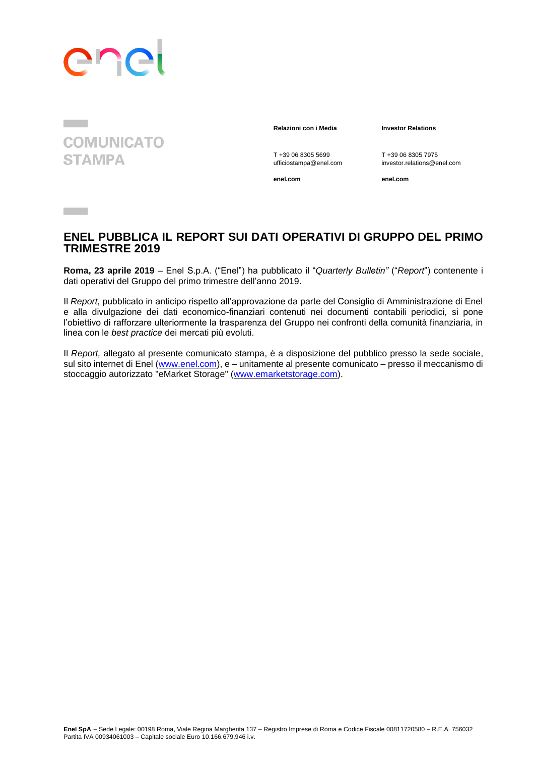COMUNICATO STAMPA

**Relazioni con i Media**

T +39 06 8305 5699
ufficiostampa@enel.com

**enel.com**

**Investor Relations**

T +39 06 8305 7975
investor.relations@enel.com

**enel.com**

# ENEL PUBBLICA IL REPORT SUI DATI OPERATIVI DI GRUPPO DEL PRIMO TRIMESTRE 2019

**Roma, 23 aprile 2019** – Enel S.p.A. ("Enel") ha pubblicato il "*Quarterly Bulletin"* ("*Report*") contenente i dati operativi del Gruppo del primo trimestre dell'anno 2019.

Il *Report*, pubblicato in anticipo rispetto all'approvazione da parte del Consiglio di Amministrazione di Enel e alla divulgazione dei dati economico-finanziari contenuti nei documenti contabili periodici, si pone l'obiettivo di rafforzare ulteriormente la trasparenza del Gruppo nei confronti della comunità finanziaria, in linea con le *best practice* dei mercati più evoluti.

Il *Report,* allegato al presente comunicato stampa, è a disposizione del pubblico presso la sede sociale, sul sito internet di Enel (www.enel.com), e – unitamente al presente comunicato – presso il meccanismo di stoccaggio autorizzato "eMarket Storage" (www.emarketstorage.com).

**Enel SpA** – Sede Legale: 00198 Roma, Viale Regina Margherita 137 – Registro Imprese di Roma e Codice Fiscale 00811720580 – R.E.A. 756032
Partita IVA 00934061003 – Capitale sociale Euro 10.166.679.946 i.v.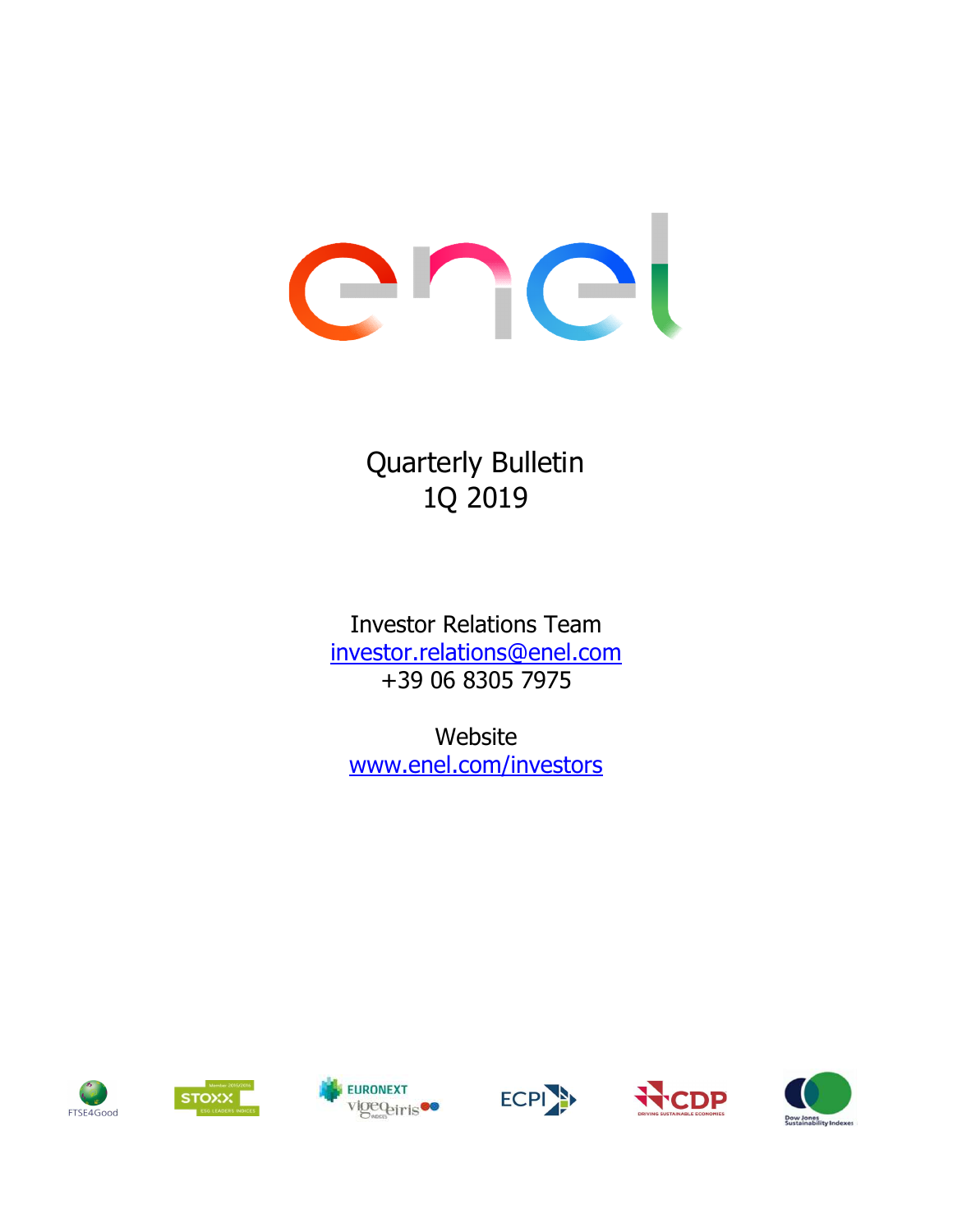Quarterly Bulletin
1Q 2019

Investor Relations Team
investor.relations@enel.com
+39 06 8305 7975

Website
www.enel.com/investors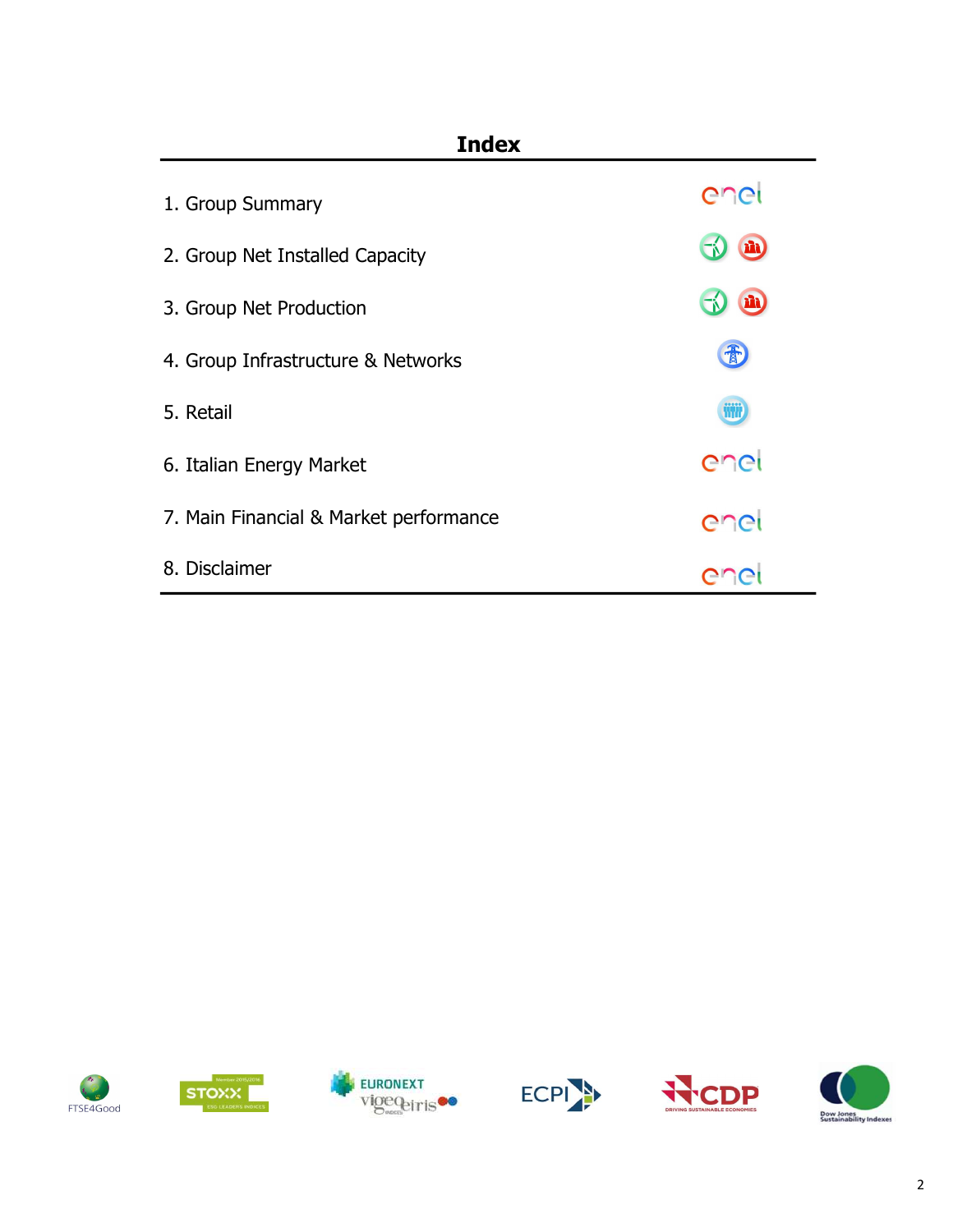# Index

1. Group Summary
2. Group Net Installed Capacity
3. Group Net Production
4. Group Infrastructure & Networks
5. Retail
6. Italian Energy Market
7. Main Financial & Market performance
8. Disclaimer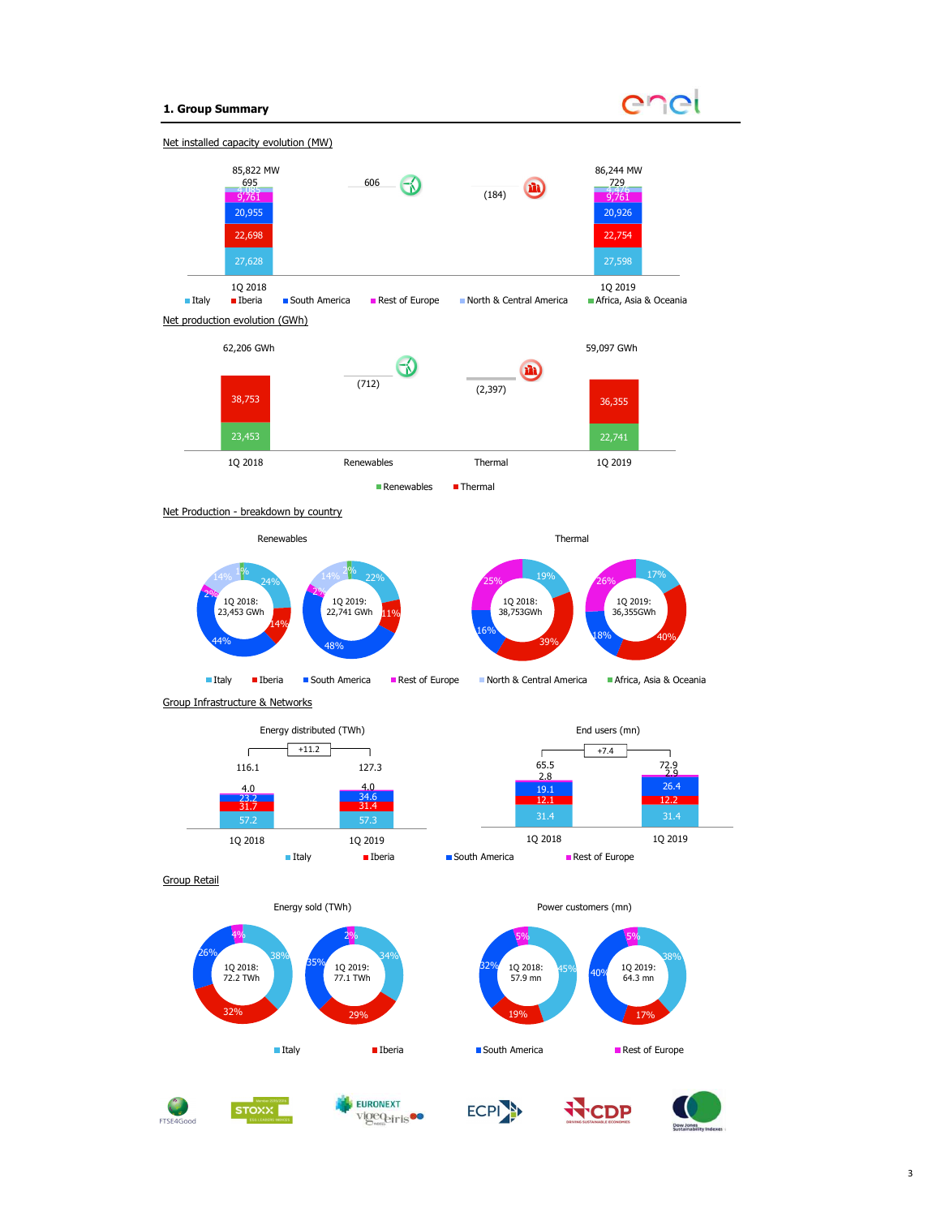## 1. Group Summary

### Net installed capacity evolution (MW)

| | 1Q 2018 | Renewables | Thermal | 1Q 2019 |
|---|---|---|---|---|
| Total | 85,822 MW | 606 | (184) | 86,244 MW |
| Italy | 27,628 | | | 27,598 |
| Iberia | 22,698 | | | 22,754 |
| South America | 20,955 | | | 20,926 |
| Rest of Europe | 9,761 | | | 9,761 |
| North & Central America | 4,085 | | | 4,476 |
| Africa, Asia & Oceania | 695 | | | 729 |

### Net production evolution (GWh)

| | 1Q 2018 | Renewables | Thermal | 1Q 2019 |
|---|---|---|---|---|
| Total | 62,206 GWh | (712) | (2,397) | 59,097 GWh |
| Renewables | 23,453 | | | 22,741 |
| Thermal | 38,753 | | | 36,355 |

### Net Production - breakdown by country

**Renewables**

| | 1Q 2018: 23,453 GWh | 1Q 2019: 22,741 GWh |
|---|---|---|
| Italy | 24% | 22% |
| Iberia | 14% | 11% |
| South America | 44% | 48% |
| Rest of Europe | 2% | 2% |
| North & Central America | 14% | 14% |
| Africa, Asia & Oceania | 1% | 2% |

**Thermal**

| | 1Q 2018: 38,753GWh | 1Q 2019: 36,355GWh |
|---|---|---|
| Italy | 19% | 17% |
| Iberia | 39% | 40% |
| South America | 16% | 18% |
| Rest of Europe | 25% | 26% |

### Group Infrastructure & Networks

**Energy distributed (TWh)**

| | 1Q 2018 | 1Q 2019 |
|---|---|---|
| Total | 116.1 | 127.3 |
| Italy | 57.2 | 57.3 |
| Iberia | 31.7 | 31.4 |
| South America | 23.2 | 34.6 |
| Rest of Europe | 4.0 | 4.0 |

Change: +11.2

**End users (mn)**

| | 1Q 2018 | 1Q 2019 |
|---|---|---|
| Total | 65.5 | 72.9 |
| Italy | 31.4 | 31.4 |
| Iberia | 12.1 | 12.2 |
| South America | 19.1 | 26.4 |
| Rest of Europe | 2.8 | 2.9 |

Change: +7.4

### Group Retail

**Energy sold (TWh)**

| | 1Q 2018: 72.2 TWh | 1Q 2019: 77.1 TWh |
|---|---|---|
| Italy | 38% | 34% |
| Iberia | 32% | 29% |
| South America | 26% | 35% |
| Rest of Europe | 4% | 2% |

**Power customers (mn)**

| | 1Q 2018: 57.9 mn | 1Q 2019: 64.3 mn |
|---|---|---|
| Italy | 45% | 38% |
| Iberia | 19% | 17% |
| South America | 32% | 40% |
| Rest of Europe | 5% | 5% |

FTSE4Good · STOXX · EURONEXT vigeo eiris · ECPI · CDP · Dow Jones Sustainability Indexes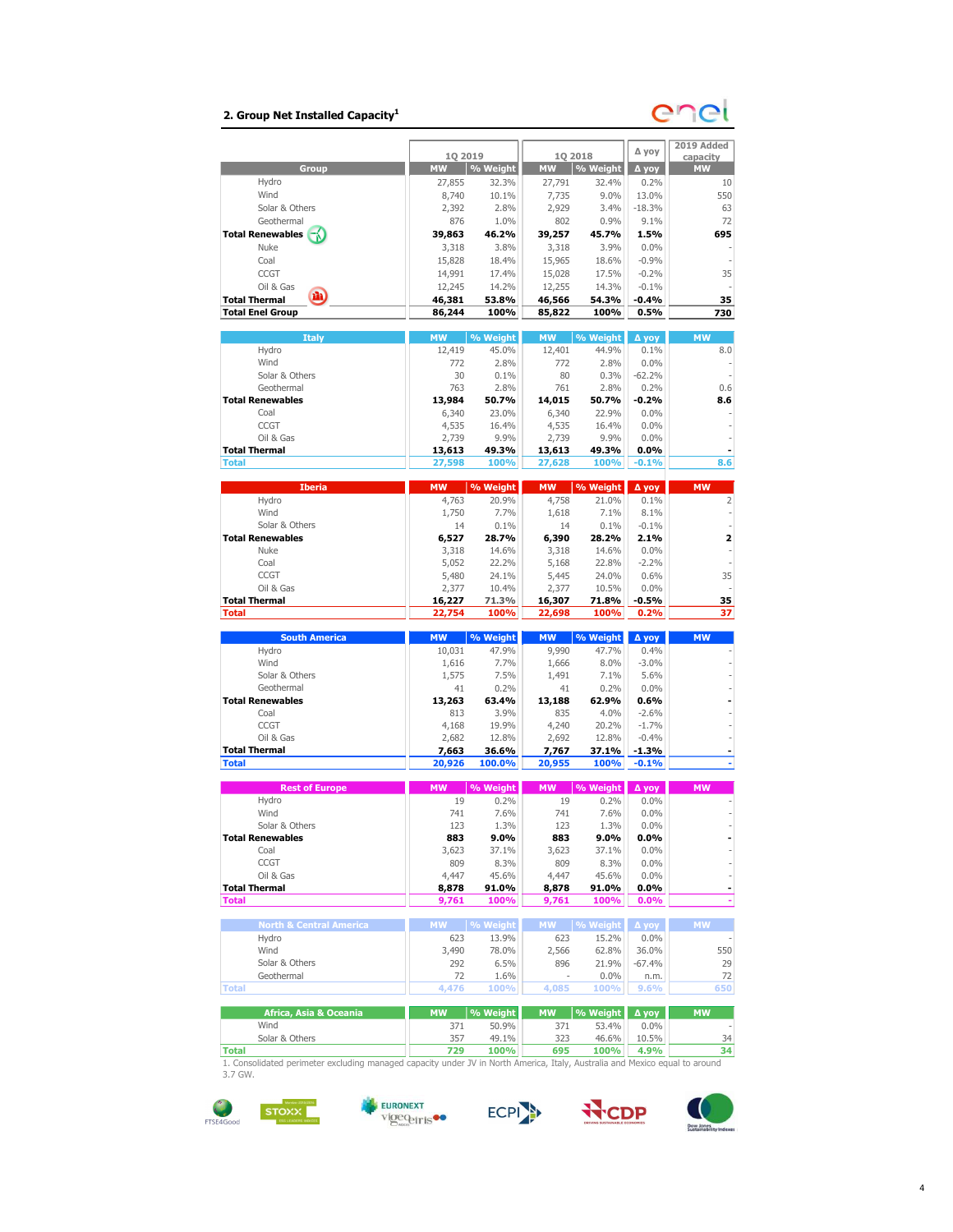## 2. Group Net Installed Capacity[1]

| Group | 1Q 2019 MW | 1Q 2019 % Weight | 1Q 2018 MW | 1Q 2018 % Weight | Δ yoy | 2019 Added capacity MW |
|---|---|---|---|---|---|---|
| Hydro | 27,855 | 32.3% | 27,791 | 32.4% | 0.2% | 10 |
| Wind | 8,740 | 10.1% | 7,735 | 9.0% | 13.0% | 550 |
| Solar & Others | 2,392 | 2.8% | 2,929 | 3.4% | -18.3% | 63 |
| Geothermal | 876 | 1.0% | 802 | 0.9% | 9.1% | 72 |
| **Total Renewables** | **39,863** | **46.2%** | **39,257** | **45.7%** | **1.5%** | **695** |
| Nuke | 3,318 | 3.8% | 3,318 | 3.9% | 0.0% | - |
| Coal | 15,828 | 18.4% | 15,965 | 18.6% | -0.9% | - |
| CCGT | 14,991 | 17.4% | 15,028 | 17.5% | -0.2% | 35 |
| Oil & Gas | 12,245 | 14.2% | 12,255 | 14.3% | -0.1% | - |
| **Total Thermal** | **46,381** | **53.8%** | **46,566** | **54.3%** | **-0.4%** | **35** |
| **Total Enel Group** | **86,244** | **100%** | **85,822** | **100%** | **0.5%** | **730** |

| Italy | MW | % Weight | MW | % Weight | Δ yoy | MW |
|---|---|---|---|---|---|---|
| Hydro | 12,419 | 45.0% | 12,401 | 44.9% | 0.1% | 8.0 |
| Wind | 772 | 2.8% | 772 | 2.8% | 0.0% | - |
| Solar & Others | 30 | 0.1% | 80 | 0.3% | -62.2% | - |
| Geothermal | 763 | 2.8% | 761 | 2.8% | 0.2% | 0.6 |
| **Total Renewables** | **13,984** | **50.7%** | **14,015** | **50.7%** | **-0.2%** | **8.6** |
| Coal | 6,340 | 23.0% | 6,340 | 22.9% | 0.0% | - |
| CCGT | 4,535 | 16.4% | 4,535 | 16.4% | 0.0% | - |
| Oil & Gas | 2,739 | 9.9% | 2,739 | 9.9% | 0.0% | - |
| **Total Thermal** | **13,613** | **49.3%** | **13,613** | **49.3%** | **0.0%** | **-** |
| **Total** | **27,598** | **100%** | **27,628** | **100%** | **-0.1%** | **8.6** |

| Iberia | MW | % Weight | MW | % Weight | Δ yoy | MW |
|---|---|---|---|---|---|---|
| Hydro | 4,763 | 20.9% | 4,758 | 21.0% | 0.1% | 2 |
| Wind | 1,750 | 7.7% | 1,618 | 7.1% | 8.1% | - |
| Solar & Others | 14 | 0.1% | 14 | 0.1% | -0.1% | - |
| **Total Renewables** | **6,527** | **28.7%** | **6,390** | **28.2%** | **2.1%** | **2** |
| Nuke | 3,318 | 14.6% | 3,318 | 14.6% | 0.0% | - |
| Coal | 5,052 | 22.2% | 5,168 | 22.8% | -2.2% | - |
| CCGT | 5,480 | 24.1% | 5,445 | 24.0% | 0.6% | 35 |
| Oil & Gas | 2,377 | 10.4% | 2,377 | 10.5% | 0.0% | - |
| **Total Thermal** | **16,227** | **71.3%** | **16,307** | **71.8%** | **-0.5%** | **35** |
| **Total** | **22,754** | **100%** | **22,698** | **100%** | **0.2%** | **37** |

| South America | MW | % Weight | MW | % Weight | Δ yoy | MW |
|---|---|---|---|---|---|---|
| Hydro | 10,031 | 47.9% | 9,990 | 47.7% | 0.4% | - |
| Wind | 1,616 | 7.7% | 1,666 | 8.0% | -3.0% | - |
| Solar & Others | 1,575 | 7.5% | 1,491 | 7.1% | 5.6% | - |
| Geothermal | 41 | 0.2% | 41 | 0.2% | 0.0% | - |
| **Total Renewables** | **13,263** | **63.4%** | **13,188** | **62.9%** | **0.6%** | **-** |
| Coal | 813 | 3.9% | 835 | 4.0% | -2.6% | - |
| CCGT | 4,168 | 19.9% | 4,240 | 20.2% | -1.7% | - |
| Oil & Gas | 2,682 | 12.8% | 2,692 | 12.8% | -0.4% | - |
| **Total Thermal** | **7,663** | **36.6%** | **7,767** | **37.1%** | **-1.3%** | **-** |
| **Total** | **20,926** | **100.0%** | **20,955** | **100%** | **-0.1%** | **-** |

| Rest of Europe | MW | % Weight | MW | % Weight | Δ yoy | MW |
|---|---|---|---|---|---|---|
| Hydro | 19 | 0.2% | 19 | 0.2% | 0.0% | - |
| Wind | 741 | 7.6% | 741 | 7.6% | 0.0% | - |
| Solar & Others | 123 | 1.3% | 123 | 1.3% | 0.0% | - |
| **Total Renewables** | **883** | **9.0%** | **883** | **9.0%** | **0.0%** | **-** |
| Coal | 3,623 | 37.1% | 3,623 | 37.1% | 0.0% | - |
| CCGT | 809 | 8.3% | 809 | 8.3% | 0.0% | - |
| Oil & Gas | 4,447 | 45.6% | 4,447 | 45.6% | 0.0% | - |
| **Total Thermal** | **8,878** | **91.0%** | **8,878** | **91.0%** | **0.0%** | **-** |
| **Total** | **9,761** | **100%** | **9,761** | **100%** | **0.0%** | **-** |

| North & Central America | MW | % Weight | MW | % Weight | Δ yoy | MW |
|---|---|---|---|---|---|---|
| Hydro | 623 | 13.9% | 623 | 15.2% | 0.0% | - |
| Wind | 3,490 | 78.0% | 2,566 | 62.8% | 36.0% | 550 |
| Solar & Others | 292 | 6.5% | 896 | 21.9% | -67.4% | 29 |
| Geothermal | 72 | 1.6% | - | 0.0% | n.m. | 72 |
| **Total** | **4,476** | **100%** | **4,085** | **100%** | **9.6%** | **650** |

| Africa, Asia & Oceania | MW | % Weight | MW | % Weight | Δ yoy | MW |
|---|---|---|---|---|---|---|
| Wind | 371 | 50.9% | 371 | 53.4% | 0.0% | - |
| Solar & Others | 357 | 49.1% | 323 | 46.6% | 10.5% | 34 |
| **Total** | **729** | **100%** | **695** | **100%** | **4.9%** | **34** |

1. Consolidated perimeter excluding managed capacity under JV in North America, Italy, Australia and Mexico equal to around 3.7 GW.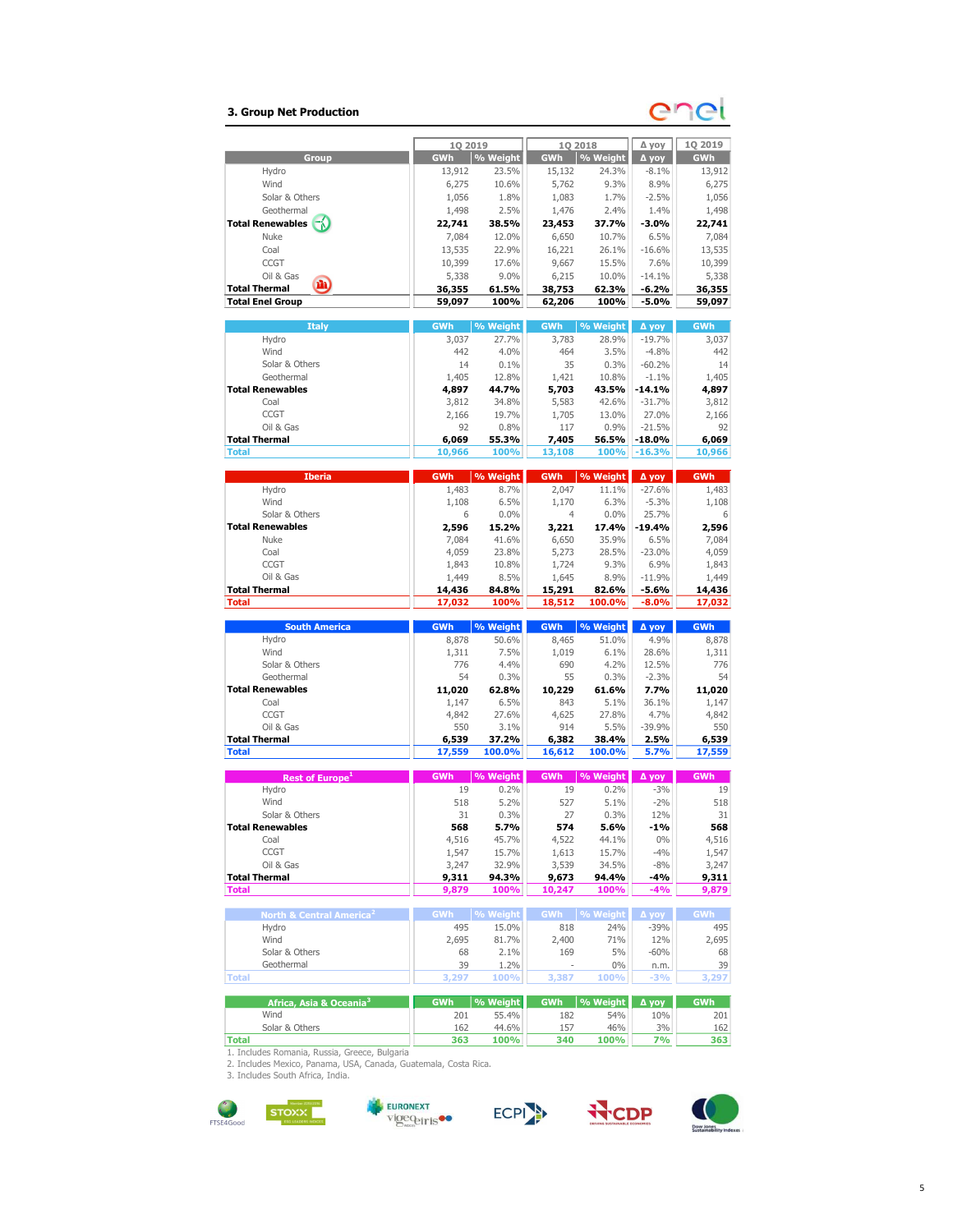## 3. Group Net Production

| Group | 1Q 2019 GWh | 1Q 2019 % Weight | 1Q 2018 GWh | 1Q 2018 % Weight | Δ yoy | 1Q 2019 GWh |
|---|---|---|---|---|---|---|
| Hydro | 13,912 | 23.5% | 15,132 | 24.3% | -8.1% | 13,912 |
| Wind | 6,275 | 10.6% | 5,762 | 9.3% | 8.9% | 6,275 |
| Solar & Others | 1,056 | 1.8% | 1,083 | 1.7% | -2.5% | 1,056 |
| Geothermal | 1,498 | 2.5% | 1,476 | 2.4% | 1.4% | 1,498 |
| **Total Renewables** | **22,741** | **38.5%** | **23,453** | **37.7%** | **-3.0%** | **22,741** |
| Nuke | 7,084 | 12.0% | 6,650 | 10.7% | 6.5% | 7,084 |
| Coal | 13,535 | 22.9% | 16,221 | 26.1% | -16.6% | 13,535 |
| CCGT | 10,399 | 17.6% | 9,667 | 15.5% | 7.6% | 10,399 |
| Oil & Gas | 5,338 | 9.0% | 6,215 | 10.0% | -14.1% | 5,338 |
| **Total Thermal** | **36,355** | **61.5%** | **38,753** | **62.3%** | **-6.2%** | **36,355** |
| **Total Enel Group** | **59,097** | **100%** | **62,206** | **100%** | **-5.0%** | **59,097** |

| Italy | GWh | % Weight | GWh | % Weight | Δ yoy | GWh |
|---|---|---|---|---|---|---|
| Hydro | 3,037 | 27.7% | 3,783 | 28.9% | -19.7% | 3,037 |
| Wind | 442 | 4.0% | 464 | 3.5% | -4.8% | 442 |
| Solar & Others | 14 | 0.1% | 35 | 0.3% | -60.2% | 14 |
| Geothermal | 1,405 | 12.8% | 1,421 | 10.8% | -1.1% | 1,405 |
| **Total Renewables** | **4,897** | **44.7%** | **5,703** | **43.5%** | **-14.1%** | **4,897** |
| Coal | 3,812 | 34.8% | 5,583 | 42.6% | -31.7% | 3,812 |
| CCGT | 2,166 | 19.7% | 1,705 | 13.0% | 27.0% | 2,166 |
| Oil & Gas | 92 | 0.8% | 117 | 0.9% | -21.5% | 92 |
| **Total Thermal** | **6,069** | **55.3%** | **7,405** | **56.5%** | **-18.0%** | **6,069** |
| **Total** | **10,966** | **100%** | **13,108** | **100%** | **-16.3%** | **10,966** |

| Iberia | GWh | % Weight | GWh | % Weight | Δ yoy | GWh |
|---|---|---|---|---|---|---|
| Hydro | 1,483 | 8.7% | 2,047 | 11.1% | -27.6% | 1,483 |
| Wind | 1,108 | 6.5% | 1,170 | 6.3% | -5.3% | 1,108 |
| Solar & Others | 6 | 0.0% | 4 | 0.0% | 25.7% | 6 |
| **Total Renewables** | **2,596** | **15.2%** | **3,221** | **17.4%** | **-19.4%** | **2,596** |
| Nuke | 7,084 | 41.6% | 6,650 | 35.9% | 6.5% | 7,084 |
| Coal | 4,059 | 23.8% | 5,273 | 28.5% | -23.0% | 4,059 |
| CCGT | 1,843 | 10.8% | 1,724 | 9.3% | 6.9% | 1,843 |
| Oil & Gas | 1,449 | 8.5% | 1,645 | 8.9% | -11.9% | 1,449 |
| **Total Thermal** | **14,436** | **84.8%** | **15,291** | **82.6%** | **-5.6%** | **14,436** |
| **Total** | **17,032** | **100%** | **18,512** | **100.0%** | **-8.0%** | **17,032** |

| South America | GWh | % Weight | GWh | % Weight | Δ yoy | GWh |
|---|---|---|---|---|---|---|
| Hydro | 8,878 | 50.6% | 8,465 | 51.0% | 4.9% | 8,878 |
| Wind | 1,311 | 7.5% | 1,019 | 6.1% | 28.6% | 1,311 |
| Solar & Others | 776 | 4.4% | 690 | 4.2% | 12.5% | 776 |
| Geothermal | 54 | 0.3% | 55 | 0.3% | -2.3% | 54 |
| **Total Renewables** | **11,020** | **62.8%** | **10,229** | **61.6%** | **7.7%** | **11,020** |
| Coal | 1,147 | 6.5% | 843 | 5.1% | 36.1% | 1,147 |
| CCGT | 4,842 | 27.6% | 4,625 | 27.8% | 4.7% | 4,842 |
| Oil & Gas | 550 | 3.1% | 914 | 5.5% | -39.9% | 550 |
| **Total Thermal** | **6,539** | **37.2%** | **6,382** | **38.4%** | **2.5%** | **6,539** |
| **Total** | **17,559** | **100.0%** | **16,612** | **100.0%** | **5.7%** | **17,559** |

| Rest of Europe[1] | GWh | % Weight | GWh | % Weight | Δ yoy | GWh |
|---|---|---|---|---|---|---|
| Hydro | 19 | 0.2% | 19 | 0.2% | -3% | 19 |
| Wind | 518 | 5.2% | 527 | 5.1% | -2% | 518 |
| Solar & Others | 31 | 0.3% | 27 | 0.3% | 12% | 31 |
| **Total Renewables** | **568** | **5.7%** | **574** | **5.6%** | **-1%** | **568** |
| Coal | 4,516 | 45.7% | 4,522 | 44.1% | 0% | 4,516 |
| CCGT | 1,547 | 15.7% | 1,613 | 15.7% | -4% | 1,547 |
| Oil & Gas | 3,247 | 32.9% | 3,539 | 34.5% | -8% | 3,247 |
| **Total Thermal** | **9,311** | **94.3%** | **9,673** | **94.4%** | **-4%** | **9,311** |
| **Total** | **9,879** | **100%** | **10,247** | **100%** | **-4%** | **9,879** |

| North & Central America[2] | GWh | % Weight | GWh | % Weight | Δ yoy | GWh |
|---|---|---|---|---|---|---|
| Hydro | 495 | 15.0% | 818 | 24% | -39% | 495 |
| Wind | 2,695 | 81.7% | 2,400 | 71% | 12% | 2,695 |
| Solar & Others | 68 | 2.1% | 169 | 5% | -60% | 68 |
| Geothermal | 39 | 1.2% | - | 0% | n.m. | 39 |
| **Total** | **3,297** | **100%** | **3,387** | **100%** | **-3%** | **3,297** |

| Africa, Asia & Oceania[3] | GWh | % Weight | GWh | % Weight | Δ yoy | GWh |
|---|---|---|---|---|---|---|
| Wind | 201 | 55.4% | 182 | 54% | 10% | 201 |
| Solar & Others | 162 | 44.6% | 157 | 46% | 3% | 162 |
| **Total** | **363** | **100%** | **340** | **100%** | **7%** | **363** |

1. Includes Romania, Russia, Greece, Bulgaria
2. Includes Mexico, Panama, USA, Canada, Guatemala, Costa Rica.
3. Includes South Africa, India.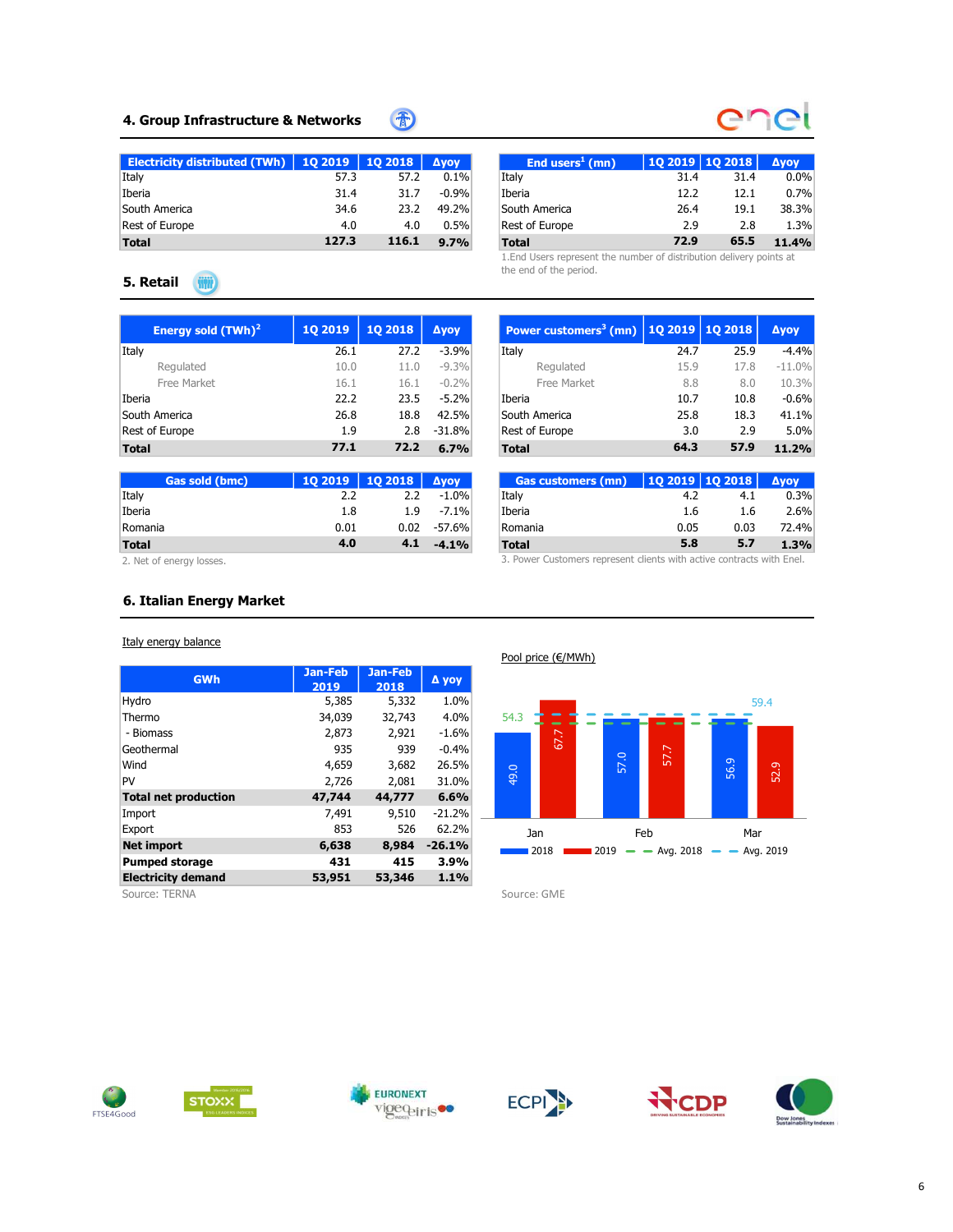## 4. Group Infrastructure & Networks

| Electricity distributed (TWh) | 1Q 2019 | 1Q 2018 | Δyoy |
|---|---|---|---|
| Italy | 57.3 | 57.2 | 0.1% |
| Iberia | 31.4 | 31.7 | -0.9% |
| South America | 34.6 | 23.2 | 49.2% |
| Rest of Europe | 4.0 | 4.0 | 0.5% |
| **Total** | **127.3** | **116.1** | **9.7%** |

| End users[1] (mn) | 1Q 2019 | 1Q 2018 | Δyoy |
|---|---|---|---|
| Italy | 31.4 | 31.4 | 0.0% |
| Iberia | 12.2 | 12.1 | 0.7% |
| South America | 26.4 | 19.1 | 38.3% |
| Rest of Europe | 2.9 | 2.8 | 1.3% |
| **Total** | **72.9** | **65.5** | **11.4%** |

1.End Users represent the number of distribution delivery points at the end of the period.

## 5. Retail

| Energy sold (TWh)[2] | 1Q 2019 | 1Q 2018 | Δyoy |
|---|---|---|---|
| Italy | 26.1 | 27.2 | -3.9% |
| Regulated | 10.0 | 11.0 | -9.3% |
| Free Market | 16.1 | 16.1 | -0.2% |
| Iberia | 22.2 | 23.5 | -5.2% |
| South America | 26.8 | 18.8 | 42.5% |
| Rest of Europe | 1.9 | 2.8 | -31.8% |
| **Total** | **77.1** | **72.2** | **6.7%** |

| Power customers[3] (mn) | 1Q 2019 | 1Q 2018 | Δyoy |
|---|---|---|---|
| Italy | 24.7 | 25.9 | -4.4% |
| Regulated | 15.9 | 17.8 | -11.0% |
| Free Market | 8.8 | 8.0 | 10.3% |
| Iberia | 10.7 | 10.8 | -0.6% |
| South America | 25.8 | 18.3 | 41.1% |
| Rest of Europe | 3.0 | 2.9 | 5.0% |
| **Total** | **64.3** | **57.9** | **11.2%** |

| Gas sold (bmc) | 1Q 2019 | 1Q 2018 | Δyoy |
|---|---|---|---|
| Italy | 2.2 | 2.2 | -1.0% |
| Iberia | 1.8 | 1.9 | -7.1% |
| Romania | 0.01 | 0.02 | -57.6% |
| **Total** | **4.0** | **4.1** | **-4.1%** |

2. Net of energy losses.

| Gas customers (mn) | 1Q 2019 | 1Q 2018 | Δyoy |
|---|---|---|---|
| Italy | 4.2 | 4.1 | 0.3% |
| Iberia | 1.6 | 1.6 | 2.6% |
| Romania | 0.05 | 0.03 | 72.4% |
| **Total** | **5.8** | **5.7** | **1.3%** |

3. Power Customers represent clients with active contracts with Enel.

## 6. Italian Energy Market

Italy energy balance

| GWh | Jan-Feb 2019 | Jan-Feb 2018 | Δ yoy |
|---|---|---|---|
| Hydro | 5,385 | 5,332 | 1.0% |
| Thermo | 34,039 | 32,743 | 4.0% |
| - Biomass | 2,873 | 2,921 | -1.6% |
| Geothermal | 935 | 939 | -0.4% |
| Wind | 4,659 | 3,682 | 26.5% |
| PV | 2,726 | 2,081 | 31.0% |
| **Total net production** | **47,744** | **44,777** | **6.6%** |
| Import | 7,491 | 9,510 | -21.2% |
| Export | 853 | 526 | 62.2% |
| **Net import** | **6,638** | **8,984** | **-26.1%** |
| **Pumped storage** | **431** | **415** | **3.9%** |
| **Electricity demand** | **53,951** | **53,346** | **1.1%** |

Source: TERNA

Pool price (€/MWh)

| | 2018 | 2019 |
|---|---|---|
| Jan | 49.0 | 67.7 |
| Feb | 57.0 | 57.7 |
| Mar | 56.9 | 52.9 |

Avg. 2018: 54.3; Avg. 2019: 59.4

Source: GME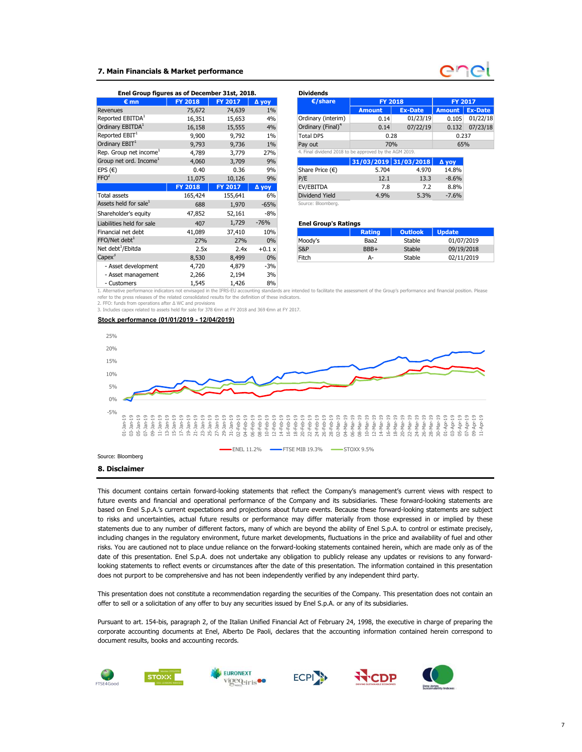## 7. Main Financials & Market performance

**Enel Group figures as of December 31st, 2018.**

| € mn | FY 2018 | FY 2017 | Δ yoy |
|---|---|---|---|
| Revenues | 75,672 | 74,639 | 1% |
| Reported EBITDA[1] | 16,351 | 15,653 | 4% |
| Ordinary EBITDA[1] | 16,158 | 15,555 | 4% |
| Reported EBIT[1] | 9,900 | 9,792 | 1% |
| Ordinary EBIT[1] | 9,793 | 9,736 | 1% |
| Rep. Group net income[1] | 4,789 | 3,779 | 27% |
| Group net ord. Income[1] | 4,060 | 3,709 | 9% |
| EPS (€) | 0.40 | 0.36 | 9% |
| FFO[2] | 11,075 | 10,126 | 9% |
| | **FY 2018** | **FY 2017** | **Δ yoy** |
| Total assets | 165,424 | 155,641 | 6% |
| Assets held for sale[1] | 688 | 1,970 | -65% |
| Shareholder's equity | 47,852 | 52,161 | -8% |
| Liabilities held for sale | 407 | 1,729 | -76% |
| Financial net debt | 41,089 | 37,410 | 10% |
| FFO/Net debt[1] | 27% | 27% | 0% |
| Net debt[1]/Ebitda | 2.5x | 2.4x | +0.1 x |
| Capex[3] | 8,530 | 8,499 | 0% |
| - Asset development | 4,720 | 4,879 | -3% |
| - Asset management | 2,266 | 2,194 | 3% |
| - Customers | 1,545 | 1,426 | 8% |

1. Alternative performance indicators not envisaged in the IFRS-EU accounting standards are intended to facilitate the assessment of the Group's performance and financial position. Please refer to the press releases of the related consolidated results for the definition of these indicators.
2. FFO: funds from operations after Δ WC and provisions
3. Includes capex related to assets held for sale for 378 €mn at FY 2018 and 369 €mn at FY 2017.

**Dividends**

| €/share | FY 2018 | | FY 2017 | |
|---|---|---|---|---|
| | Amount | Ex-Date | Amount | Ex-Date |
| Ordinary (interim) | 0.14 | 01/23/19 | 0.105 | 01/22/18 |
| Ordinary (Final)[4] | 0.14 | 07/22/19 | 0.132 | 07/23/18 |
| Total DPS | 0.28 | | 0.237 | |
| Pay out | 70% | | 65% | |

4. Final dividend 2018 to be approved by the AGM 2019.

| | 31/03/2019 | 31/03/2018 | Δ yoy |
|---|---|---|---|
| Share Price (€) | 5.704 | 4.970 | 14.8% |
| P/E | 12.1 | 13.3 | -8.6% |
| EV/EBITDA | 7.8 | 7.2 | 8.8% |
| Dividend Yield | 4.9% | 5.3% | -7.6% |

Source: Bloomberg.

**Enel Group's Ratings**

| | Rating | Outlook | Update |
|---|---|---|---|
| Moody's | Baa2 | Stable | 01/07/2019 |
| S&P | BBB+ | Stable | 09/19/2018 |
| Fitch | A- | Stable | 02/11/2019 |

**Stock performance (01/01/2019 - 12/04/2019)**

25%
20%
15%
10%
5%
0%
-5%

01-Jan-19 ... 11-Apr-19

ENEL 11.2% FTSE MIB 19.3% STOXX 9.5%

Source: Bloomberg

## 8. Disclaimer

This document contains certain forward-looking statements that reflect the Company's management's current views with respect to future events and financial and operational performance of the Company and its subsidiaries. These forward-looking statements are based on Enel S.p.A.'s current expectations and projections about future events. Because these forward-looking statements are subject to risks and uncertainties, actual future results or performance may differ materially from those expressed in or implied by these statements due to any number of different factors, many of which are beyond the ability of Enel S.p.A. to control or estimate precisely, including changes in the regulatory environment, future market developments, fluctuations in the price and availability of fuel and other risks. You are cautioned not to place undue reliance on the forward-looking statements contained herein, which are made only as of the date of this presentation. Enel S.p.A. does not undertake any obligation to publicly release any updates or revisions to any forward-looking statements to reflect events or circumstances after the date of this presentation. The information contained in this presentation does not purport to be comprehensive and has not been independently verified by any independent third party.

This presentation does not constitute a recommendation regarding the securities of the Company. This presentation does not contain an offer to sell or a solicitation of any offer to buy any securities issued by Enel S.p.A. or any of its subsidiaries.

Pursuant to art. 154-bis, paragraph 2, of the Italian Unified Financial Act of February 24, 1998, the executive in charge of preparing the corporate accounting documents at Enel, Alberto De Paoli, declares that the accounting information contained herein correspond to document results, books and accounting records.